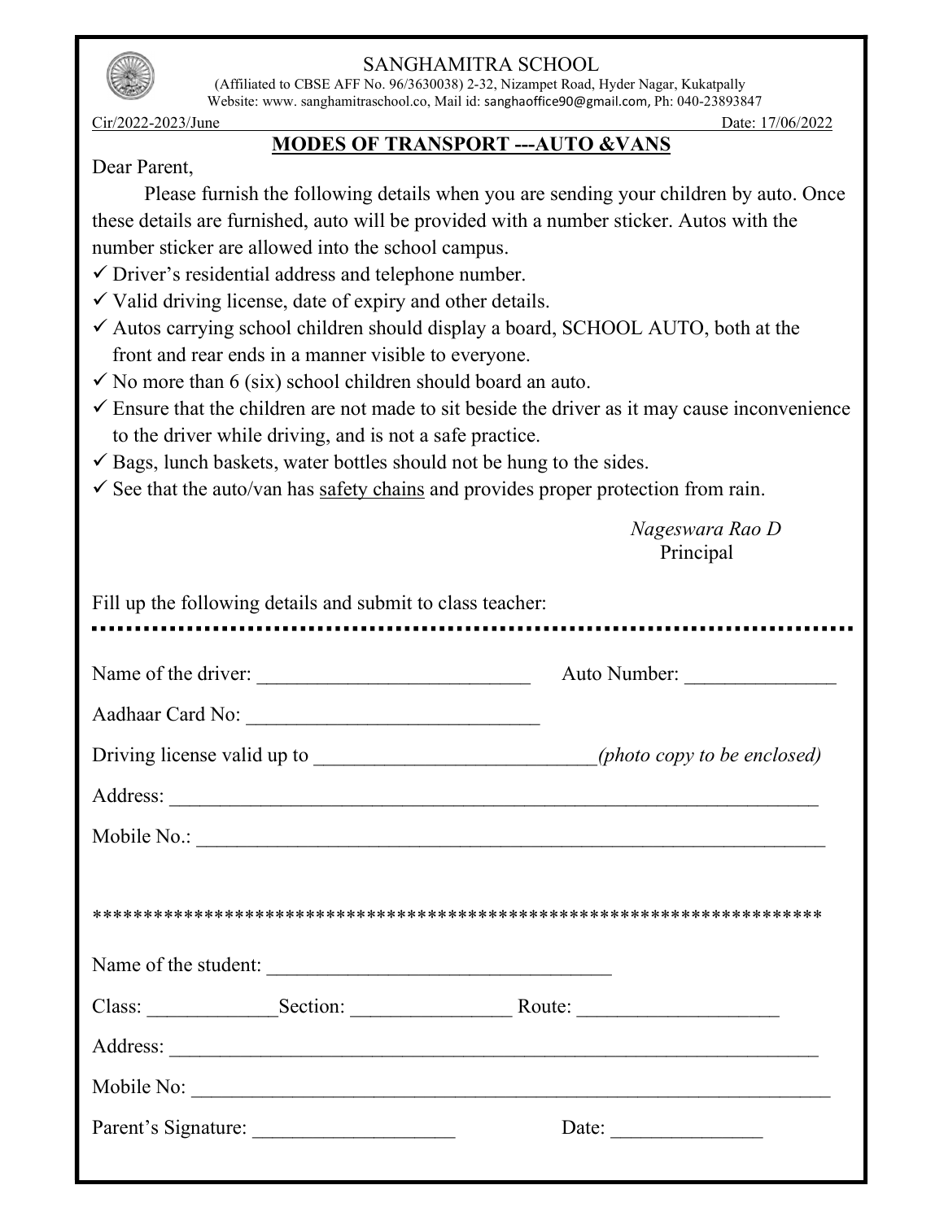# SANGHAMITRA SCHOOL

(Affiliated to CBSE AFF No. 96/3630038) 2-32, Nizampet Road, Hyder Nagar, Kukatpally
Website: www. sanghamitraschool.co, Mail id: sanghaoffice90@gmail.com, Ph: 040-23893847

Cir/2022-2023/June　　　　　　　　　　　　　　　　　　　　　　Date: 17/06/2022

## MODES OF TRANSPORT ---AUTO &VANS

Dear Parent,

Please furnish the following details when you are sending your children by auto. Once these details are furnished, auto will be provided with a number sticker. Autos with the number sticker are allowed into the school campus.

- ✓ Driver's residential address and telephone number.
- ✓ Valid driving license, date of expiry and other details.
- ✓ Autos carrying school children should display a board, SCHOOL AUTO, both at the front and rear ends in a manner visible to everyone.
- ✓ No more than 6 (six) school children should board an auto.
- ✓ Ensure that the children are not made to sit beside the driver as it may cause inconvenience to the driver while driving, and is not a safe practice.
- ✓ Bags, lunch baskets, water bottles should not be hung to the sides.
- ✓ See that the auto/van has safety chains and provides proper protection from rain.

*Nageswara Rao D*
Principal

Fill up the following details and submit to class teacher:

.................................................................................................

Name of the driver: ___________________________ Auto Number: _______________

Aadhaar Card No: _____________________________

Driving license valid up to ___________________________*(photo copy to be enclosed)*

Address: _________________________________________________________________

Mobile No.: _______________________________________________________________

***************************************************************************

Name of the student: __________________________________

Class: _____________Section: _______________ Route: ___________________

Address: _________________________________________________________________

Mobile No: ________________________________________________________________

Parent's Signature: ____________________ Date: _______________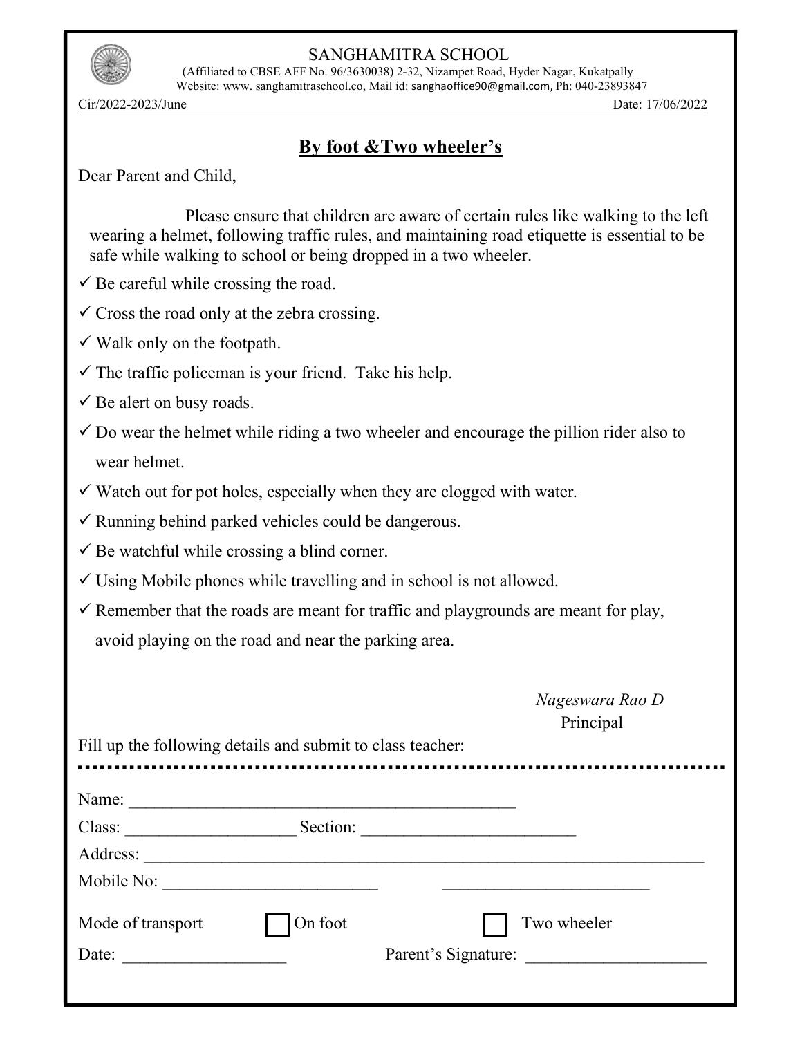SANGHAMITRA SCHOOL

(Affiliated to CBSE AFF No. 96/3630038) 2-32, Nizampet Road, Hyder Nagar, Kukatpally

Website: www. sanghamitraschool.co, Mail id: sanghaoffice90@gmail.com, Ph: 040-23893847

Cir/2022-2023/June Date: 17/06/2022

## By foot &Two wheeler's

Dear Parent and Child,

Please ensure that children are aware of certain rules like walking to the left wearing a helmet, following traffic rules, and maintaining road etiquette is essential to be safe while walking to school or being dropped in a two wheeler.

- ✓ Be careful while crossing the road.
- ✓ Cross the road only at the zebra crossing.
- ✓ Walk only on the footpath.
- ✓ The traffic policeman is your friend. Take his help.
- ✓ Be alert on busy roads.
- ✓ Do wear the helmet while riding a two wheeler and encourage the pillion rider also to wear helmet.
- ✓ Watch out for pot holes, especially when they are clogged with water.
- ✓ Running behind parked vehicles could be dangerous.
- ✓ Be watchful while crossing a blind corner.
- ✓ Using Mobile phones while travelling and in school is not allowed.
- ✓ Remember that the roads are meant for traffic and playgrounds are meant for play, avoid playing on the road and near the parking area.

*Nageswara Rao D*
Principal

Fill up the following details and submit to class teacher:

Name: ____________________________________________

Class: ___________________ Section: ________________________

Address: ______________________________________________________________

Mobile No: ________________________ ________________________

Mode of transport ☐ On foot ☐ Two wheeler

Date: __________________ Parent's Signature: ____________________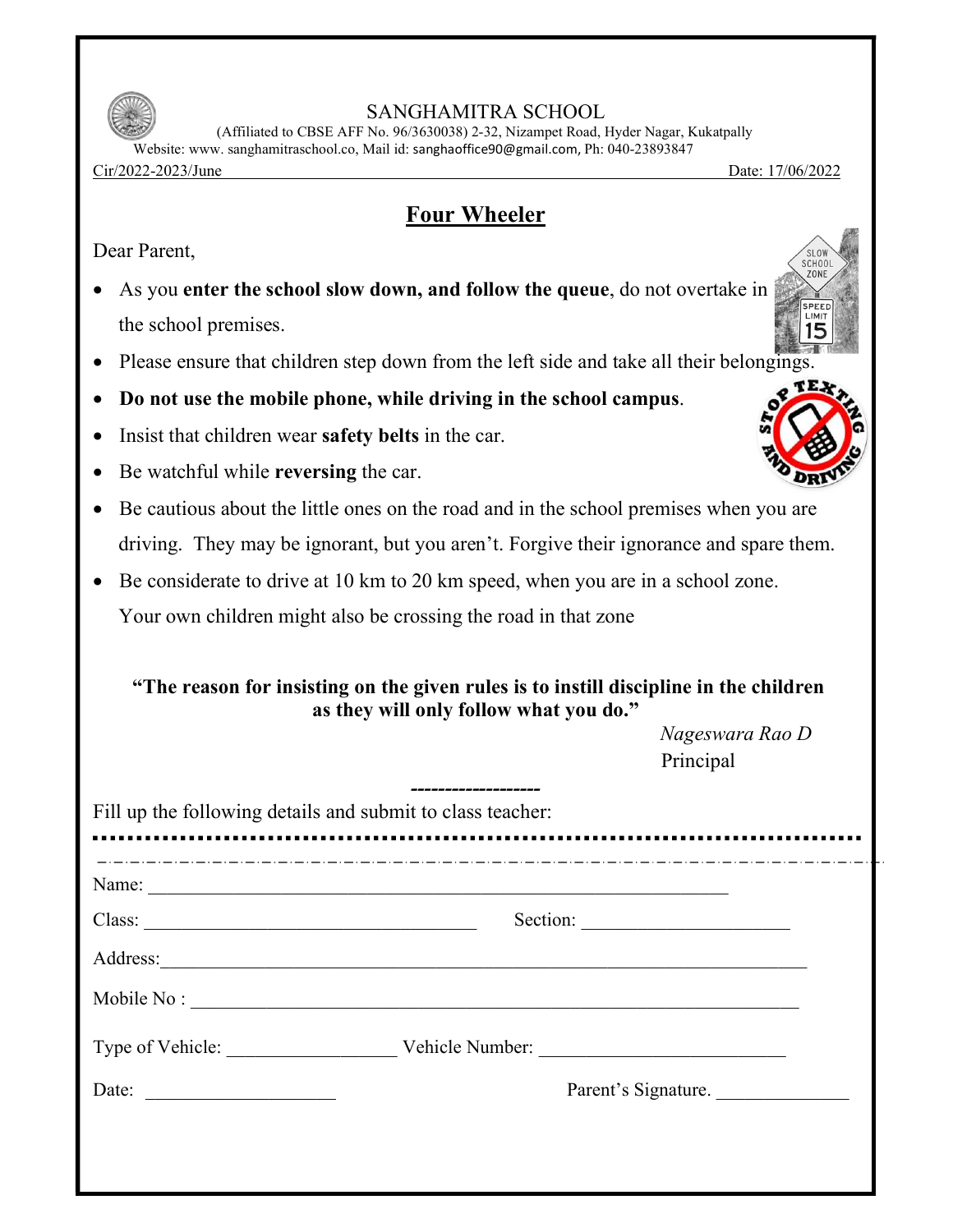SANGHAMITRA SCHOOL

(Affiliated to CBSE AFF No. 96/3630038) 2-32, Nizampet Road, Hyder Nagar, Kukatpally

Website: www. sanghamitraschool.co, Mail id: sanghaoffice90@gmail.com, Ph: 040-23893847

Cir/2022-2023/June Date: 17/06/2022

## Four Wheeler

Dear Parent,

- As you **enter the school slow down, and follow the queue**, do not overtake in the school premises.
- Please ensure that children step down from the left side and take all their belongings.
- **Do not use the mobile phone, while driving in the school campus**.
- Insist that children wear **safety belts** in the car.
- Be watchful while **reversing** the car.
- Be cautious about the little ones on the road and in the school premises when you are driving. They may be ignorant, but you aren't. Forgive their ignorance and spare them.
- Be considerate to drive at 10 km to 20 km speed, when you are in a school zone. Your own children might also be crossing the road in that zone

**"The reason for insisting on the given rules is to instill discipline in the children as they will only follow what you do."**

*Nageswara Rao D*
Principal

-------------------

Fill up the following details and submit to class teacher:

Name: ______________________________________________

Class: ____________________ Section: ________________

Address: ____________________________________________

Mobile No : _________________________________________

Type of Vehicle: ______________ Vehicle Number: ______________

Date: ______________ Parent's Signature. ______________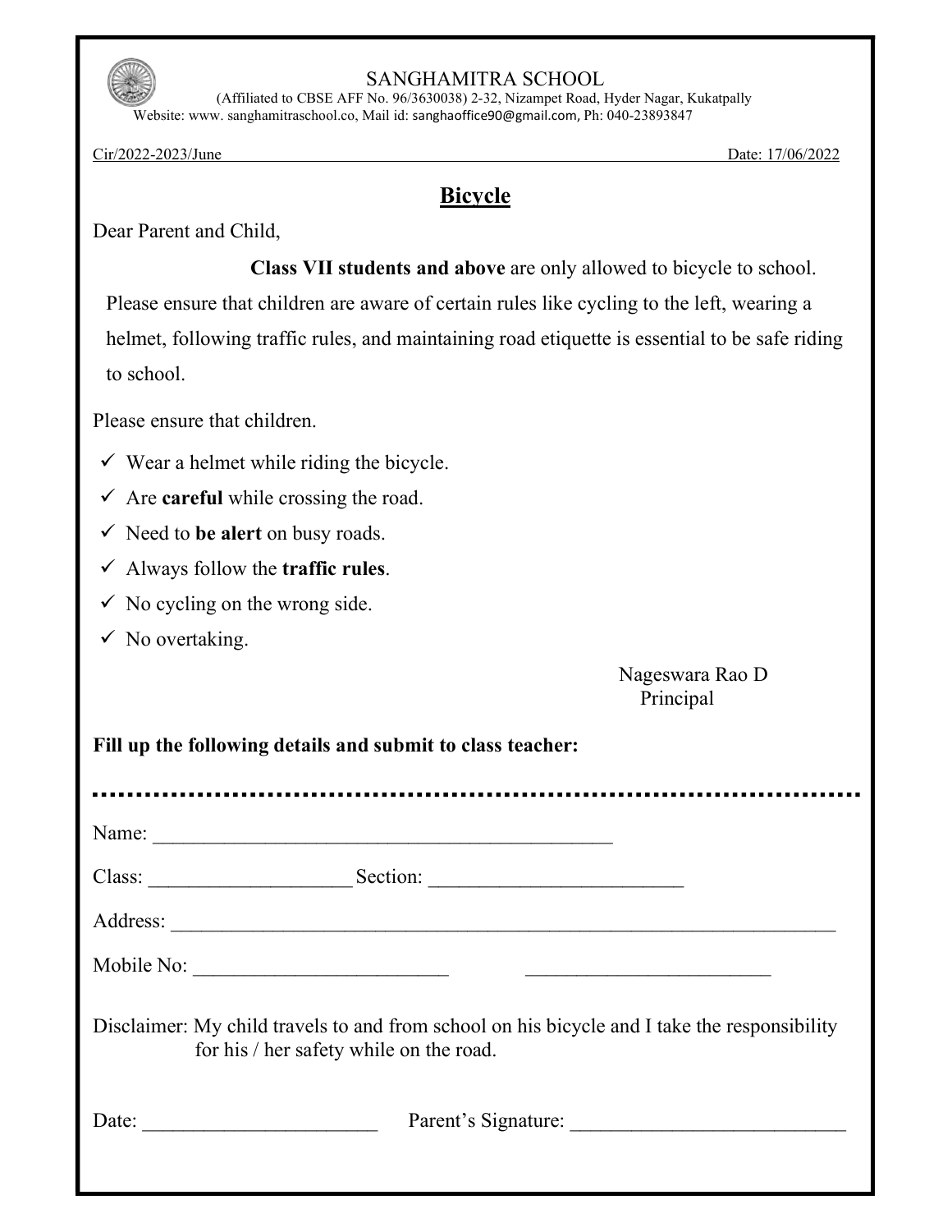SANGHAMITRA SCHOOL

(Affiliated to CBSE AFF No. 96/3630038) 2-32, Nizampet Road, Hyder Nagar, Kukatpally

Website: www. sanghamitraschool.co, Mail id: sanghaoffice90@gmail.com, Ph: 040-23893847

Cir/2022-2023/June Date: 17/06/2022

## Bicycle

Dear Parent and Child,

**Class VII students and above** are only allowed to bicycle to school. Please ensure that children are aware of certain rules like cycling to the left, wearing a helmet, following traffic rules, and maintaining road etiquette is essential to be safe riding to school.

Please ensure that children.

- ✓ Wear a helmet while riding the bicycle.
- ✓ Are **careful** while crossing the road.
- ✓ Need to **be alert** on busy roads.
- ✓ Always follow the **traffic rules**.
- ✓ No cycling on the wrong side.
- ✓ No overtaking.

Nageswara Rao D
Principal

**Fill up the following details and submit to class teacher:**

.................................................................................................

Name: ______________________________________________

Class: ____________________ Section: _________________________

Address: ____________________________________________________________________

Mobile No: _________________________ ________________________

Disclaimer: My child travels to and from school on his bicycle and I take the responsibility for his / her safety while on the road.

Date: _______________________ Parent's Signature: ___________________________